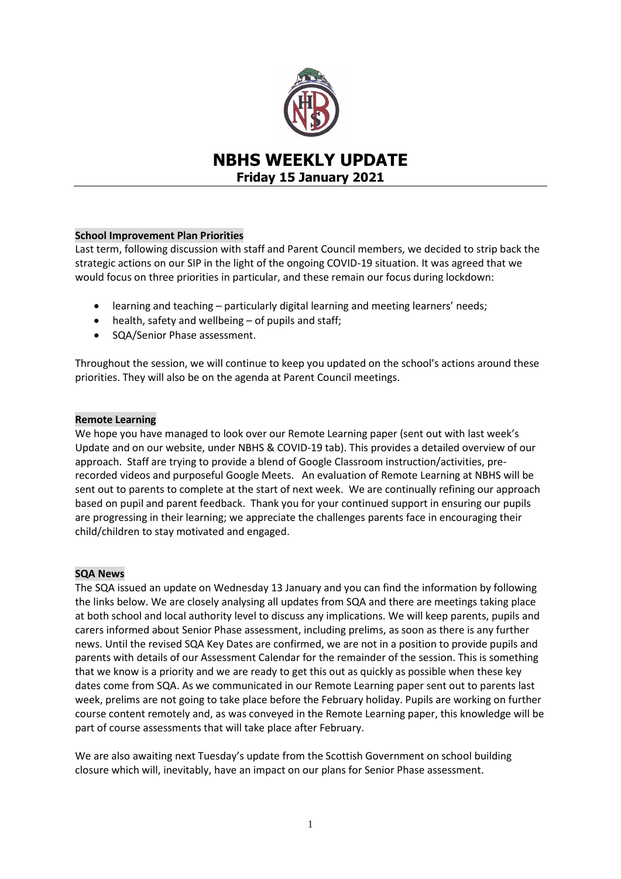# NBHS WEEKLY UPDATE

**Friday 15 January 2021**

**School Improvement Plan Priorities**

Last term, following discussion with staff and Parent Council members, we decided to strip back the strategic actions on our SIP in the light of the ongoing COVID-19 situation. It was agreed that we would focus on three priorities in particular, and these remain our focus during lockdown:

- learning and teaching – particularly digital learning and meeting learners' needs;
- health, safety and wellbeing – of pupils and staff;
- SQA/Senior Phase assessment.

Throughout the session, we will continue to keep you updated on the school's actions around these priorities. They will also be on the agenda at Parent Council meetings.

**Remote Learning**

We hope you have managed to look over our Remote Learning paper (sent out with last week's Update and on our website, under NBHS & COVID-19 tab). This provides a detailed overview of our approach. Staff are trying to provide a blend of Google Classroom instruction/activities, pre-recorded videos and purposeful Google Meets. An evaluation of Remote Learning at NBHS will be sent out to parents to complete at the start of next week. We are continually refining our approach based on pupil and parent feedback. Thank you for your continued support in ensuring our pupils are progressing in their learning; we appreciate the challenges parents face in encouraging their child/children to stay motivated and engaged.

**SQA News**

The SQA issued an update on Wednesday 13 January and you can find the information by following the links below. We are closely analysing all updates from SQA and there are meetings taking place at both school and local authority level to discuss any implications. We will keep parents, pupils and carers informed about Senior Phase assessment, including prelims, as soon as there is any further news. Until the revised SQA Key Dates are confirmed, we are not in a position to provide pupils and parents with details of our Assessment Calendar for the remainder of the session. This is something that we know is a priority and we are ready to get this out as quickly as possible when these key dates come from SQA. As we communicated in our Remote Learning paper sent out to parents last week, prelims are not going to take place before the February holiday. Pupils are working on further course content remotely and, as was conveyed in the Remote Learning paper, this knowledge will be part of course assessments that will take place after February.

We are also awaiting next Tuesday's update from the Scottish Government on school building closure which will, inevitably, have an impact on our plans for Senior Phase assessment.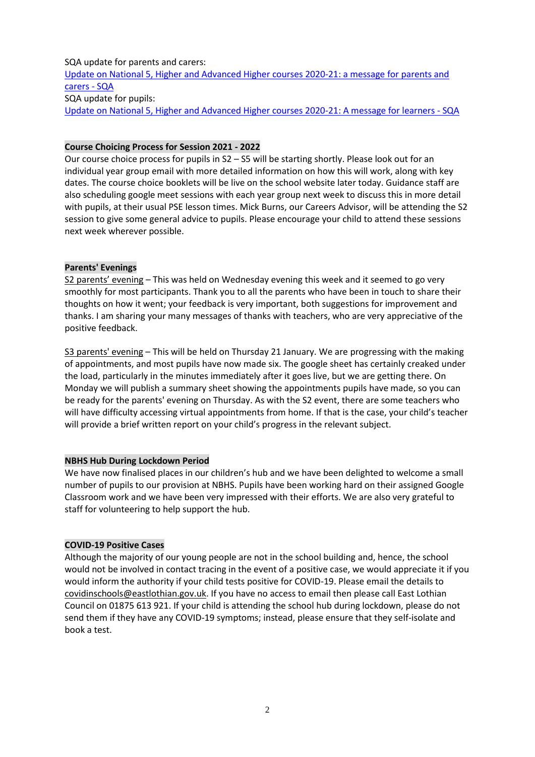SQA update for parents and carers:
[Update on National 5, Higher and Advanced Higher courses 2020-21: a message for parents and carers - SQA]()
SQA update for pupils:
[Update on National 5, Higher and Advanced Higher courses 2020-21: A message for learners - SQA]()

**Course Choicing Process for Session 2021 - 2022**

Our course choice process for pupils in S2 – S5 will be starting shortly. Please look out for an individual year group email with more detailed information on how this will work, along with key dates. The course choice booklets will be live on the school website later today. Guidance staff are also scheduling google meet sessions with each year group next week to discuss this in more detail with pupils, at their usual PSE lesson times. Mick Burns, our Careers Advisor, will be attending the S2 session to give some general advice to pupils. Please encourage your child to attend these sessions next week wherever possible.

**Parents' Evenings**

S2 parents' evening – This was held on Wednesday evening this week and it seemed to go very smoothly for most participants. Thank you to all the parents who have been in touch to share their thoughts on how it went; your feedback is very important, both suggestions for improvement and thanks. I am sharing your many messages of thanks with teachers, who are very appreciative of the positive feedback.

S3 parents' evening – This will be held on Thursday 21 January. We are progressing with the making of appointments, and most pupils have now made six. The google sheet has certainly creaked under the load, particularly in the minutes immediately after it goes live, but we are getting there. On Monday we will publish a summary sheet showing the appointments pupils have made, so you can be ready for the parents' evening on Thursday. As with the S2 event, there are some teachers who will have difficulty accessing virtual appointments from home. If that is the case, your child's teacher will provide a brief written report on your child's progress in the relevant subject.

**NBHS Hub During Lockdown Period**

We have now finalised places in our children's hub and we have been delighted to welcome a small number of pupils to our provision at NBHS. Pupils have been working hard on their assigned Google Classroom work and we have been very impressed with their efforts. We are also very grateful to staff for volunteering to help support the hub.

**COVID-19 Positive Cases**

Although the majority of our young people are not in the school building and, hence, the school would not be involved in contact tracing in the event of a positive case, we would appreciate it if you would inform the authority if your child tests positive for COVID-19. Please email the details to covidinschools@eastlothian.gov.uk. If you have no access to email then please call East Lothian Council on 01875 613 921. If your child is attending the school hub during lockdown, please do not send them if they have any COVID-19 symptoms; instead, please ensure that they self-isolate and book a test.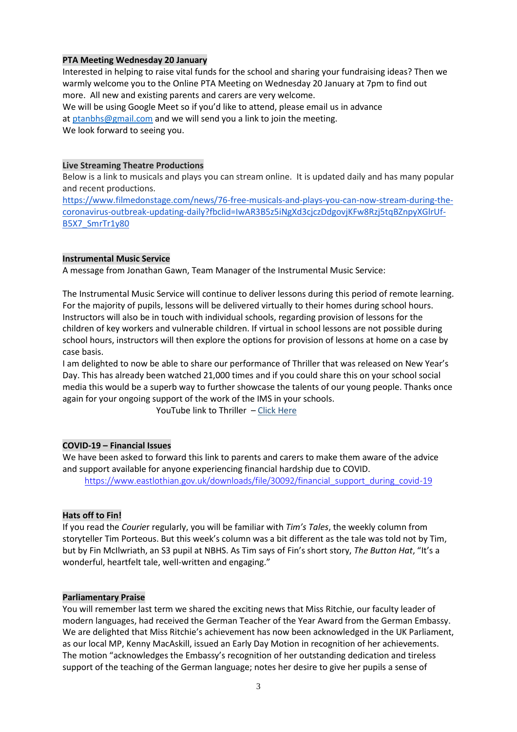**PTA Meeting Wednesday 20 January**

Interested in helping to raise vital funds for the school and sharing your fundraising ideas? Then we warmly welcome you to the Online PTA Meeting on Wednesday 20 January at 7pm to find out more. All new and existing parents and carers are very welcome.
We will be using Google Meet so if you'd like to attend, please email us in advance at ptanbhs@gmail.com and we will send you a link to join the meeting.
We look forward to seeing you.

**Live Streaming Theatre Productions**

Below is a link to musicals and plays you can stream online. It is updated daily and has many popular and recent productions.
https://www.filmedonstage.com/news/76-free-musicals-and-plays-you-can-now-stream-during-the-coronavirus-outbreak-updating-daily?fbclid=IwAR3B5z5iNgXd3cjczDdgovjKFw8Rzj5tqBZnpyXGlrUf-B5X7_SmrTr1y80

**Instrumental Music Service**

A message from Jonathan Gawn, Team Manager of the Instrumental Music Service:

The Instrumental Music Service will continue to deliver lessons during this period of remote learning. For the majority of pupils, lessons will be delivered virtually to their homes during school hours. Instructors will also be in touch with individual schools, regarding provision of lessons for the children of key workers and vulnerable children. If virtual in school lessons are not possible during school hours, instructors will then explore the options for provision of lessons at home on a case by case basis.
I am delighted to now be able to share our performance of Thriller that was released on New Year's Day. This has already been watched 21,000 times and if you could share this on your school social media this would be a superb way to further showcase the talents of our young people. Thanks once again for your ongoing support of the work of the IMS in your schools.

YouTube link to Thriller – Click Here

**COVID-19 – Financial Issues**

We have been asked to forward this link to parents and carers to make them aware of the advice and support available for anyone experiencing financial hardship due to COVID.
https://www.eastlothian.gov.uk/downloads/file/30092/financial_support_during_covid-19

**Hats off to Fin!**

If you read the *Courier* regularly, you will be familiar with *Tim's Tales*, the weekly column from storyteller Tim Porteous. But this week's column was a bit different as the tale was told not by Tim, but by Fin McIlwriath, an S3 pupil at NBHS. As Tim says of Fin's short story, *The Button Hat*, "It's a wonderful, heartfelt tale, well-written and engaging."

**Parliamentary Praise**

You will remember last term we shared the exciting news that Miss Ritchie, our faculty leader of modern languages, had received the German Teacher of the Year Award from the German Embassy. We are delighted that Miss Ritchie's achievement has now been acknowledged in the UK Parliament, as our local MP, Kenny MacAskill, issued an Early Day Motion in recognition of her achievements. The motion "acknowledges the Embassy's recognition of her outstanding dedication and tireless support of the teaching of the German language; notes her desire to give her pupils a sense of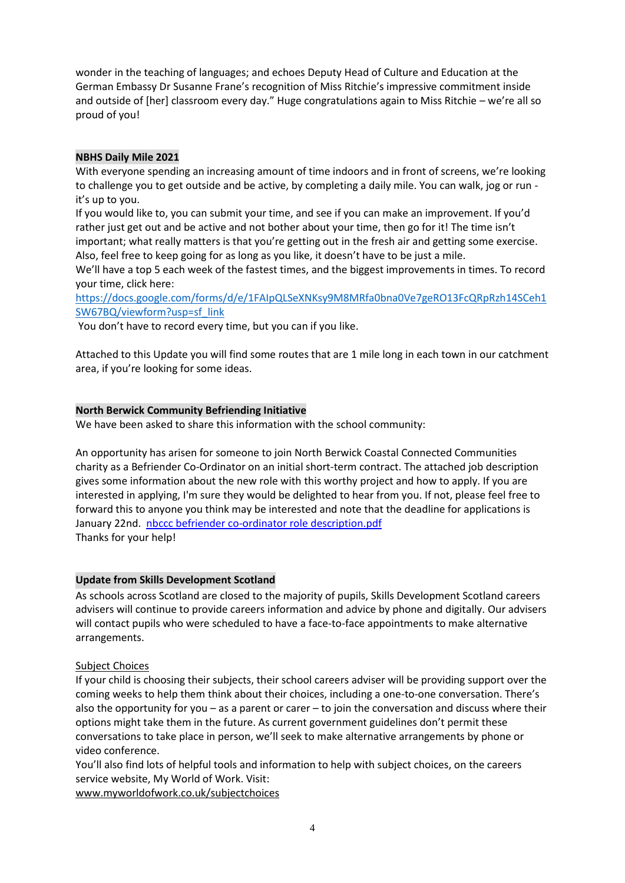wonder in the teaching of languages; and echoes Deputy Head of Culture and Education at the German Embassy Dr Susanne Frane's recognition of Miss Ritchie's impressive commitment inside and outside of [her] classroom every day." Huge congratulations again to Miss Ritchie – we're all so proud of you!

**NBHS Daily Mile 2021**

With everyone spending an increasing amount of time indoors and in front of screens, we're looking to challenge you to get outside and be active, by completing a daily mile. You can walk, jog or run - it's up to you.

If you would like to, you can submit your time, and see if you can make an improvement. If you'd rather just get out and be active and not bother about your time, then go for it! The time isn't important; what really matters is that you're getting out in the fresh air and getting some exercise. Also, feel free to keep going for as long as you like, it doesn't have to be just a mile.

We'll have a top 5 each week of the fastest times, and the biggest improvements in times. To record your time, click here:
https://docs.google.com/forms/d/e/1FAIpQLSeXNKsy9M8MRfa0bna0Ve7geRO13FcQRpRzh14SCeh1SW67BQ/viewform?usp=sf_link

You don't have to record every time, but you can if you like.

Attached to this Update you will find some routes that are 1 mile long in each town in our catchment area, if you're looking for some ideas.

**North Berwick Community Befriending Initiative**

We have been asked to share this information with the school community:

An opportunity has arisen for someone to join North Berwick Coastal Connected Communities charity as a Befriender Co-Ordinator on an initial short-term contract. The attached job description gives some information about the new role with this worthy project and how to apply. If you are interested in applying, I'm sure they would be delighted to hear from you. If not, please feel free to forward this to anyone you think may be interested and note that the deadline for applications is January 22nd. nbccc befriender co-ordinator role description.pdf

Thanks for your help!

**Update from Skills Development Scotland**

As schools across Scotland are closed to the majority of pupils, Skills Development Scotland careers advisers will continue to provide careers information and advice by phone and digitally. Our advisers will contact pupils who were scheduled to have a face-to-face appointments to make alternative arrangements.

Subject Choices

If your child is choosing their subjects, their school careers adviser will be providing support over the coming weeks to help them think about their choices, including a one-to-one conversation. There's also the opportunity for you – as a parent or carer – to join the conversation and discuss where their options might take them in the future. As current government guidelines don't permit these conversations to take place in person, we'll seek to make alternative arrangements by phone or video conference.

You'll also find lots of helpful tools and information to help with subject choices, on the careers service website, My World of Work. Visit:
www.myworldofwork.co.uk/subjectchoices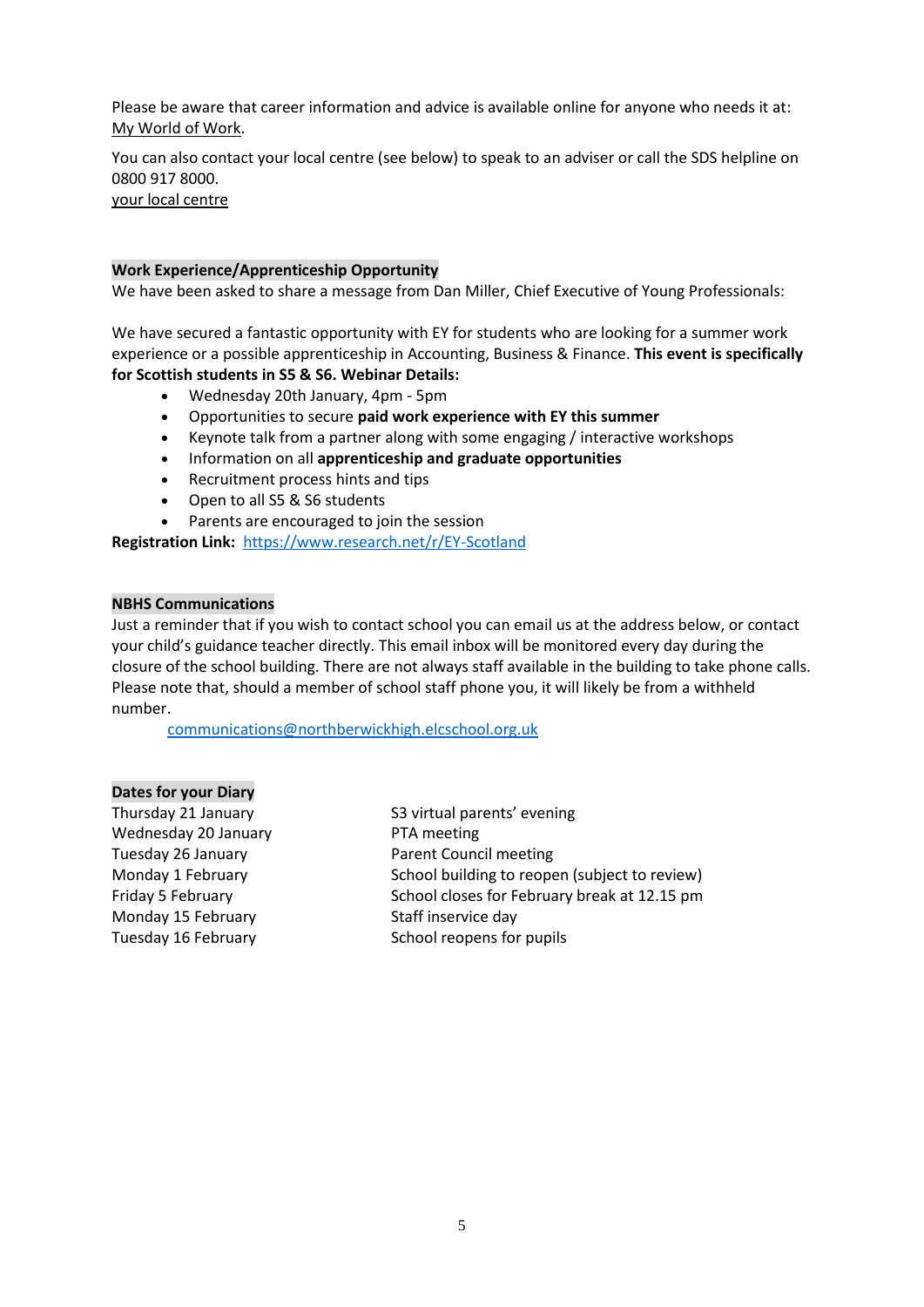Please be aware that career information and advice is available online for anyone who needs it at: My World of Work.

You can also contact your local centre (see below) to speak to an adviser or call the SDS helpline on 0800 917 8000.
your local centre

### Work Experience/Apprenticeship Opportunity

We have been asked to share a message from Dan Miller, Chief Executive of Young Professionals:

We have secured a fantastic opportunity with EY for students who are looking for a summer work experience or a possible apprenticeship in Accounting, Business & Finance. **This event is specifically for Scottish students in S5 & S6. Webinar Details:**

- Wednesday 20th January, 4pm - 5pm
- Opportunities to secure **paid work experience with EY this summer**
- Keynote talk from a partner along with some engaging / interactive workshops
- Information on all **apprenticeship and graduate opportunities**
- Recruitment process hints and tips
- Open to all S5 & S6 students
- Parents are encouraged to join the session

**Registration Link:** https://www.research.net/r/EY-Scotland

### NBHS Communications

Just a reminder that if you wish to contact school you can email us at the address below, or contact your child's guidance teacher directly. This email inbox will be monitored every day during the closure of the school building. There are not always staff available in the building to take phone calls. Please note that, should a member of school staff phone you, it will likely be from a withheld number.

communications@northberwickhigh.elcschool.org.uk

### Dates for your Diary

| | |
|---|---|
| Thursday 21 January | S3 virtual parents' evening |
| Wednesday 20 January | PTA meeting |
| Tuesday 26 January | Parent Council meeting |
| Monday 1 February | School building to reopen (subject to review) |
| Friday 5 February | School closes for February break at 12.15 pm |
| Monday 15 February | Staff inservice day |
| Tuesday 16 February | School reopens for pupils |